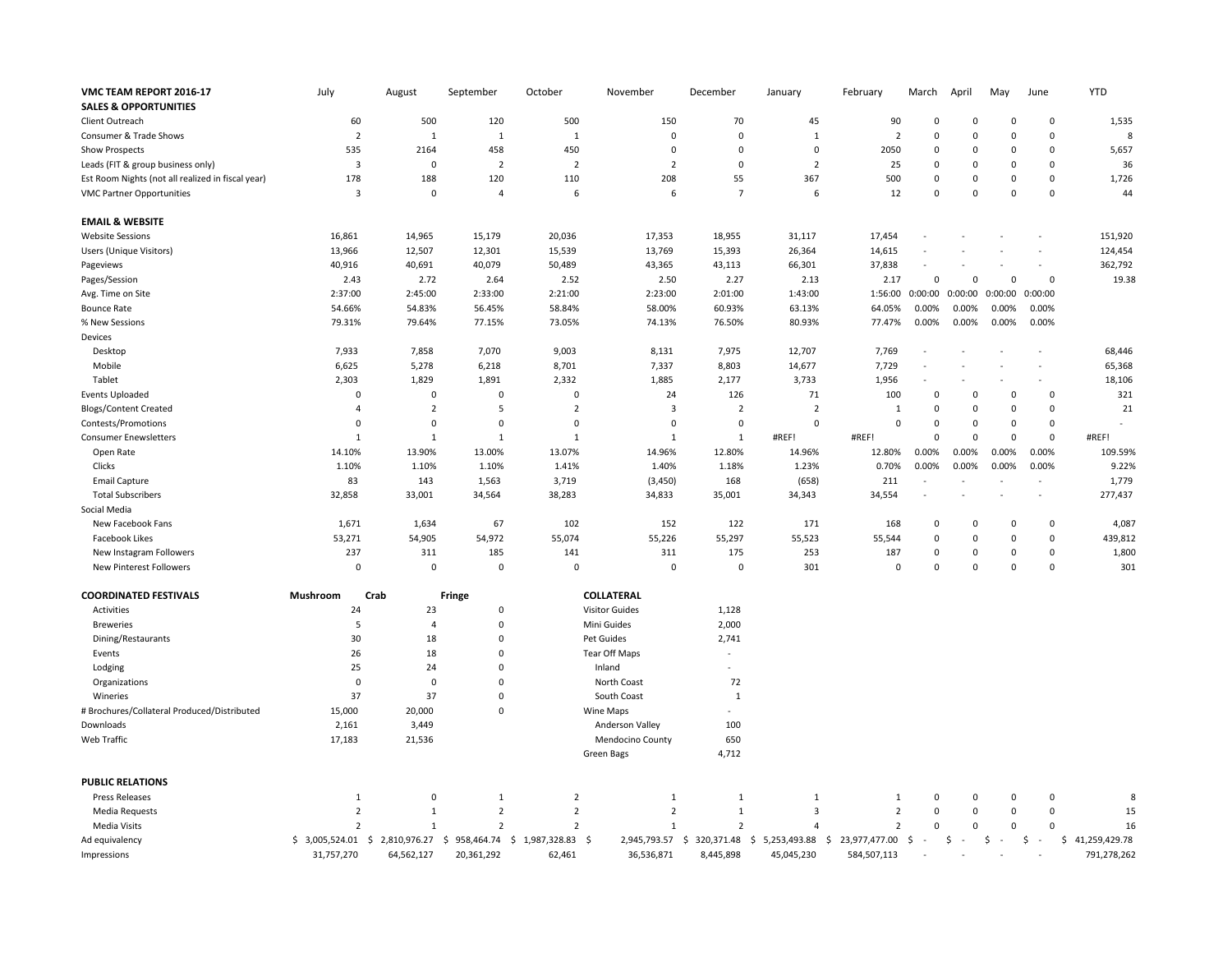| VMC TEAM REPORT 2016-17 | July | August | September | October | November | December | January | February | March | April | May | June | YTD |
|---|---|---|---|---|---|---|---|---|---|---|---|---|---|
| **SALES & OPPORTUNITIES** | | | | | | | | | | | | | |
| Client Outreach | 60 | 500 | 120 | 500 | 150 | 70 | 45 | 90 | 0 | 0 | 0 | 0 | 1,535 |
| Consumer & Trade Shows | 2 | 1 | 1 | 1 | 0 | 0 | 1 | 2 | 0 | 0 | 0 | 0 | 8 |
| Show Prospects | 535 | 2164 | 458 | 450 | 0 | 0 | 0 | 2050 | 0 | 0 | 0 | 0 | 5,657 |
| Leads (FIT & group business only) | 3 | 0 | 2 | 2 | 2 | 0 | 2 | 25 | 0 | 0 | 0 | 0 | 36 |
| Est Room Nights (not all realized in fiscal year) | 178 | 188 | 120 | 110 | 208 | 55 | 367 | 500 | 0 | 0 | 0 | 0 | 1,726 |
| VMC Partner Opportunities | 3 | 0 | 4 | 6 | 6 | 7 | 6 | 12 | 0 | 0 | 0 | 0 | 44 |
| | | | | | | | | | | | | | |
| **EMAIL & WEBSITE** | | | | | | | | | | | | | |
| Website Sessions | 16,861 | 14,965 | 15,179 | 20,036 | 17,353 | 18,955 | 31,117 | 17,454 | - | - | - | - | 151,920 |
| Users (Unique Visitors) | 13,966 | 12,507 | 12,301 | 15,539 | 13,769 | 15,393 | 26,364 | 14,615 | - | - | - | - | 124,454 |
| Pageviews | 40,916 | 40,691 | 40,079 | 50,489 | 43,365 | 43,113 | 66,301 | 37,838 | - | - | - | - | 362,792 |
| Pages/Session | 2.43 | 2.72 | 2.64 | 2.52 | 2.50 | 2.27 | 2.13 | 2.17 | 0 | 0 | 0 | 0 | 19.38 |
| Avg. Time on Site | 2:37:00 | 2:45:00 | 2:33:00 | 2:21:00 | 2:23:00 | 2:01:00 | 1:43:00 | 1:56:00 | 0:00:00 | 0:00:00 | 0:00:00 | 0:00:00 | |
| Bounce Rate | 54.66% | 54.83% | 56.45% | 58.84% | 58.00% | 60.93% | 63.13% | 64.05% | 0.00% | 0.00% | 0.00% | 0.00% | |
| % New Sessions | 79.31% | 79.64% | 77.15% | 73.05% | 74.13% | 76.50% | 80.93% | 77.47% | 0.00% | 0.00% | 0.00% | 0.00% | |
| Devices | | | | | | | | | | | | | |
| Desktop | 7,933 | 7,858 | 7,070 | 9,003 | 8,131 | 7,975 | 12,707 | 7,769 | - | - | - | - | 68,446 |
| Mobile | 6,625 | 5,278 | 6,218 | 8,701 | 7,337 | 8,803 | 14,677 | 7,729 | - | - | - | - | 65,368 |
| Tablet | 2,303 | 1,829 | 1,891 | 2,332 | 1,885 | 2,177 | 3,733 | 1,956 | - | - | - | - | 18,106 |
| Events Uploaded | 0 | 0 | 0 | 0 | 24 | 126 | 71 | 100 | 0 | 0 | 0 | 0 | 321 |
| Blogs/Content Created | 4 | 2 | 5 | 2 | 3 | 2 | 2 | 1 | 0 | 0 | 0 | 0 | 21 |
| Contests/Promotions | 0 | 0 | 0 | 0 | 0 | 0 | 0 | 0 | 0 | 0 | 0 | 0 | - |
| Consumer Enewsletters | 1 | 1 | 1 | 1 | 1 | 1 | #REF! | #REF! | 0 | 0 | 0 | 0 | #REF! |
| Open Rate | 14.10% | 13.90% | 13.00% | 13.07% | 14.96% | 12.80% | 14.96% | 12.80% | 0.00% | 0.00% | 0.00% | 0.00% | 109.59% |
| Clicks | 1.10% | 1.10% | 1.10% | 1.41% | 1.40% | 1.18% | 1.23% | 0.70% | 0.00% | 0.00% | 0.00% | 0.00% | 9.22% |
| Email Capture | 83 | 143 | 1,563 | 3,719 | (3,450) | 168 | (658) | 211 | - | - | - | - | 1,779 |
| Total Subscribers | 32,858 | 33,001 | 34,564 | 38,283 | 34,833 | 35,001 | 34,343 | 34,554 | - | - | - | - | 277,437 |
| Social Media | | | | | | | | | | | | | |
| New Facebook Fans | 1,671 | 1,634 | 67 | 102 | 152 | 122 | 171 | 168 | 0 | 0 | 0 | 0 | 4,087 |
| Facebook Likes | 53,271 | 54,905 | 54,972 | 55,074 | 55,226 | 55,297 | 55,523 | 55,544 | 0 | 0 | 0 | 0 | 439,812 |
| New Instagram Followers | 237 | 311 | 185 | 141 | 311 | 175 | 253 | 187 | 0 | 0 | 0 | 0 | 1,800 |
| New Pinterest Followers | 0 | 0 | 0 | 0 | 0 | 0 | 301 | 0 | 0 | 0 | 0 | 0 | 301 |

| COORDINATED FESTIVALS | Mushroom | Crab | Fringe |
|---|---|---|---|
| Activities | 24 | 23 | 0 |
| Breweries | 5 | 4 | 0 |
| Dining/Restaurants | 30 | 18 | 0 |
| Events | 26 | 18 | 0 |
| Lodging | 25 | 24 | 0 |
| Organizations | 0 | 0 | 0 |
| Wineries | 37 | 37 | 0 |
| # Brochures/Collateral Produced/Distributed | 15,000 | 20,000 | 0 |
| Downloads | 2,161 | 3,449 | |
| Web Traffic | 17,183 | 21,536 | |

| COLLATERAL | |
|---|---|
| Visitor Guides | 1,128 |
| Mini Guides | 2,000 |
| Pet Guides | 2,741 |
| Tear Off Maps | - |
| Inland | - |
| North Coast | 72 |
| South Coast | 1 |
| Wine Maps | - |
| Anderson Valley | 100 |
| Mendocino County | 650 |
| Green Bags | 4,712 |

| PUBLIC RELATIONS | July | August | September | October | November | December | January | February | March | April | May | June | YTD |
|---|---|---|---|---|---|---|---|---|---|---|---|---|---|
| Press Releases | 1 | 0 | 1 | 2 | 1 | 1 | 1 | 1 | 0 | 0 | 0 | 0 | 8 |
| Media Requests | 2 | 1 | 2 | 2 | 2 | 1 | 3 | 2 | 0 | 0 | 0 | 0 | 15 |
| Media Visits | 2 | 1 | 2 | 2 | 1 | 2 | 4 | 2 | 0 | 0 | 0 | 0 | 16 |
| Ad equivalency | $ 3,005,524.01 | $ 2,810,976.27 | $ 958,464.74 | $ 1,987,328.83 | $ 2,945,793.57 | $ 320,371.48 | $ 5,253,493.88 | $ 23,977,477.00 | $ - | $ - | $ - | $ - | $ 41,259,429.78 |
| Impressions | 31,757,270 | 64,562,127 | 20,361,292 | 62,461 | 36,536,871 | 8,445,898 | 45,045,230 | 584,507,113 | - | - | - | - | 791,278,262 |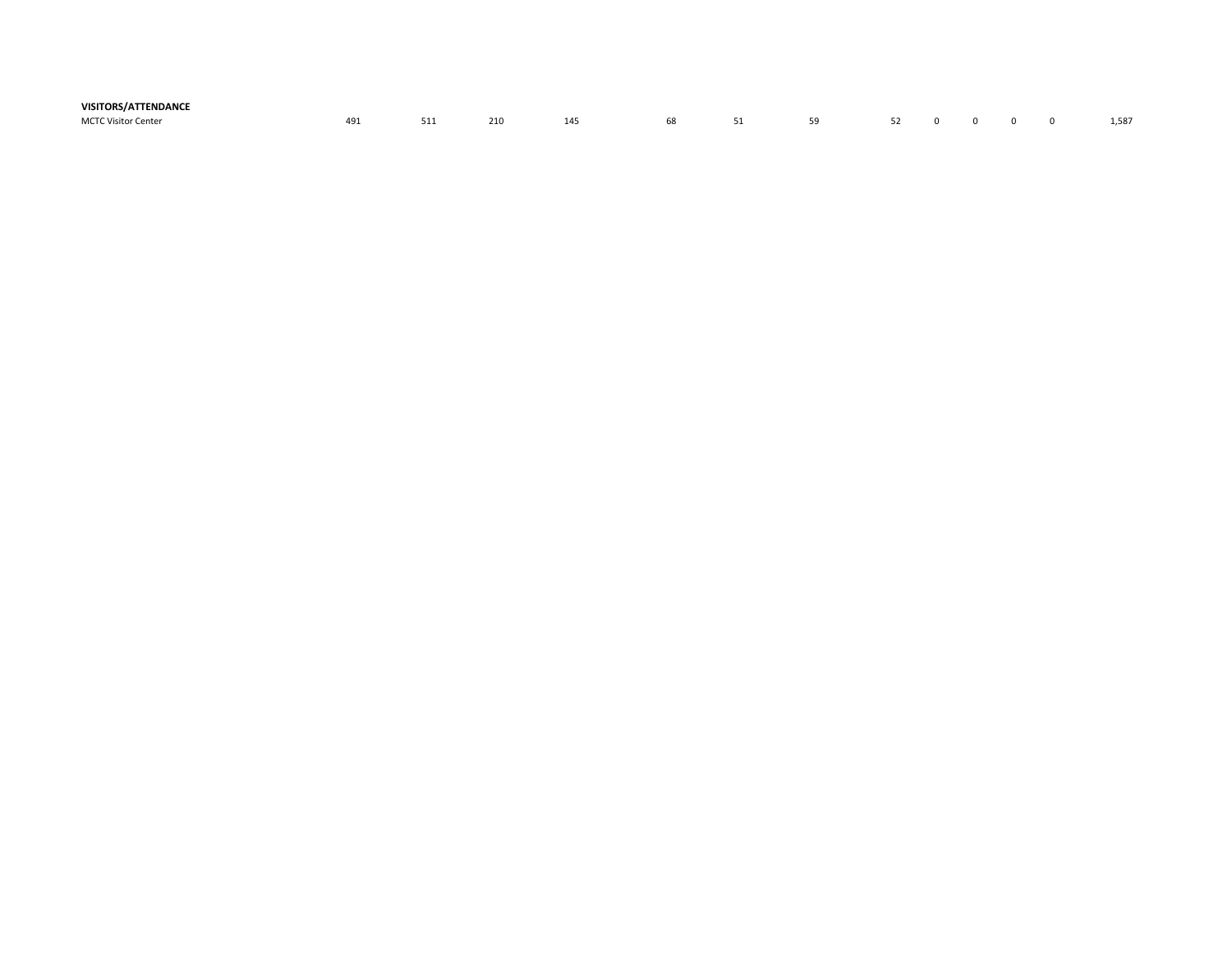| | | | | | | | | | | | | | |
|---|---|---|---|---|---|---|---|---|---|---|---|---|---|
| **VISITORS/ATTENDANCE** | | | | | | | | | | | | | |
| MCTC Visitor Center | 491 | 511 | 210 | 145 | 68 | 51 | 59 | 52 | 0 | 0 | 0 | 0 | 1,587 |